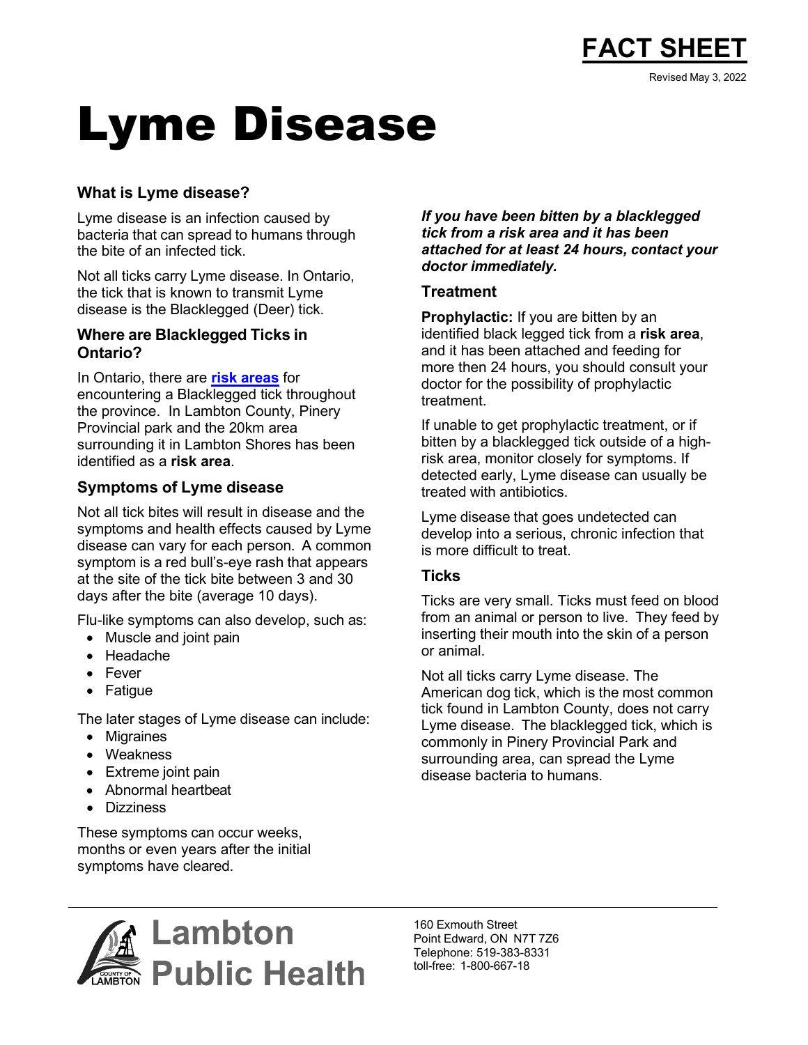**FACT SHEET**

Revised May 3, 2022

# Lyme Disease

### What is Lyme disease?

Lyme disease is an infection caused by bacteria that can spread to humans through the bite of an infected tick.

Not all ticks carry Lyme disease. In Ontario, the tick that is known to transmit Lyme disease is the Blacklegged (Deer) tick.

### Where are Blacklegged Ticks in Ontario?

In Ontario, there are **risk areas** for encountering a Blacklegged tick throughout the province. In Lambton County, Pinery Provincial park and the 20km area surrounding it in Lambton Shores has been identified as a **risk area**.

### Symptoms of Lyme disease

Not all tick bites will result in disease and the symptoms and health effects caused by Lyme disease can vary for each person. A common symptom is a red bull's-eye rash that appears at the site of the tick bite between 3 and 30 days after the bite (average 10 days).

Flu-like symptoms can also develop, such as:

- Muscle and joint pain
- Headache
- Fever
- Fatigue

The later stages of Lyme disease can include:

- Migraines
- Weakness
- Extreme joint pain
- Abnormal heartbeat
- Dizziness

These symptoms can occur weeks, months or even years after the initial symptoms have cleared.

***If you have been bitten by a blacklegged tick from a risk area and it has been attached for at least 24 hours, contact your doctor immediately.***

### Treatment

**Prophylactic:** If you are bitten by an identified black legged tick from a **risk area**, and it has been attached and feeding for more then 24 hours, you should consult your doctor for the possibility of prophylactic treatment.

If unable to get prophylactic treatment, or if bitten by a blacklegged tick outside of a high-risk area, monitor closely for symptoms. If detected early, Lyme disease can usually be treated with antibiotics.

Lyme disease that goes undetected can develop into a serious, chronic infection that is more difficult to treat.

### Ticks

Ticks are very small. Ticks must feed on blood from an animal or person to live. They feed by inserting their mouth into the skin of a person or animal.

Not all ticks carry Lyme disease. The American dog tick, which is the most common tick found in Lambton County, does not carry Lyme disease. The blacklegged tick, which is commonly in Pinery Provincial Park and surrounding area, can spread the Lyme disease bacteria to humans.

**Lambton Public Health**

160 Exmouth Street
Point Edward, ON N7T 7Z6
Telephone: 519-383-8331
toll-free: 1-800-667-18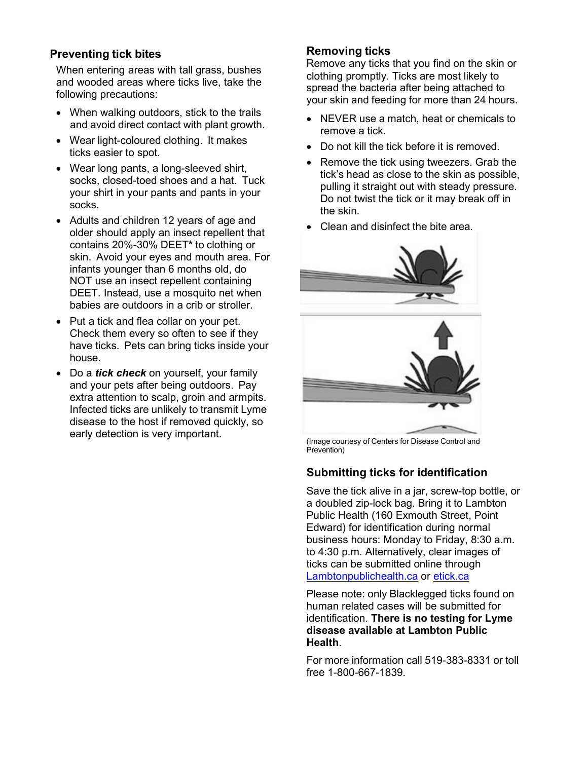## Preventing tick bites

When entering areas with tall grass, bushes and wooded areas where ticks live, take the following precautions:

- When walking outdoors, stick to the trails and avoid direct contact with plant growth.
- Wear light-coloured clothing. It makes ticks easier to spot.
- Wear long pants, a long-sleeved shirt, socks, closed-toed shoes and a hat. Tuck your shirt in your pants and pants in your socks.
- Adults and children 12 years of age and older should apply an insect repellent that contains 20%-30% DEET* to clothing or skin. Avoid your eyes and mouth area. For infants younger than 6 months old, do NOT use an insect repellent containing DEET. Instead, use a mosquito net when babies are outdoors in a crib or stroller.
- Put a tick and flea collar on your pet. Check them every so often to see if they have ticks. Pets can bring ticks inside your house.
- Do a ***tick check*** on yourself, your family and your pets after being outdoors. Pay extra attention to scalp, groin and armpits. Infected ticks are unlikely to transmit Lyme disease to the host if removed quickly, so early detection is very important.

## Removing ticks

Remove any ticks that you find on the skin or clothing promptly. Ticks are most likely to spread the bacteria after being attached to your skin and feeding for more than 24 hours.

- NEVER use a match, heat or chemicals to remove a tick.
- Do not kill the tick before it is removed.
- Remove the tick using tweezers. Grab the tick's head as close to the skin as possible, pulling it straight out with steady pressure. Do not twist the tick or it may break off in the skin.
- Clean and disinfect the bite area.

(Image courtesy of Centers for Disease Control and Prevention)

## Submitting ticks for identification

Save the tick alive in a jar, screw-top bottle, or a doubled zip-lock bag. Bring it to Lambton Public Health (160 Exmouth Street, Point Edward) for identification during normal business hours: Monday to Friday, 8:30 a.m. to 4:30 p.m. Alternatively, clear images of ticks can be submitted online through Lambtonpublichealth.ca or etick.ca

Please note: only Blacklegged ticks found on human related cases will be submitted for identification. **There is no testing for Lyme disease available at Lambton Public Health**.

For more information call 519-383-8331 or toll free 1-800-667-1839.